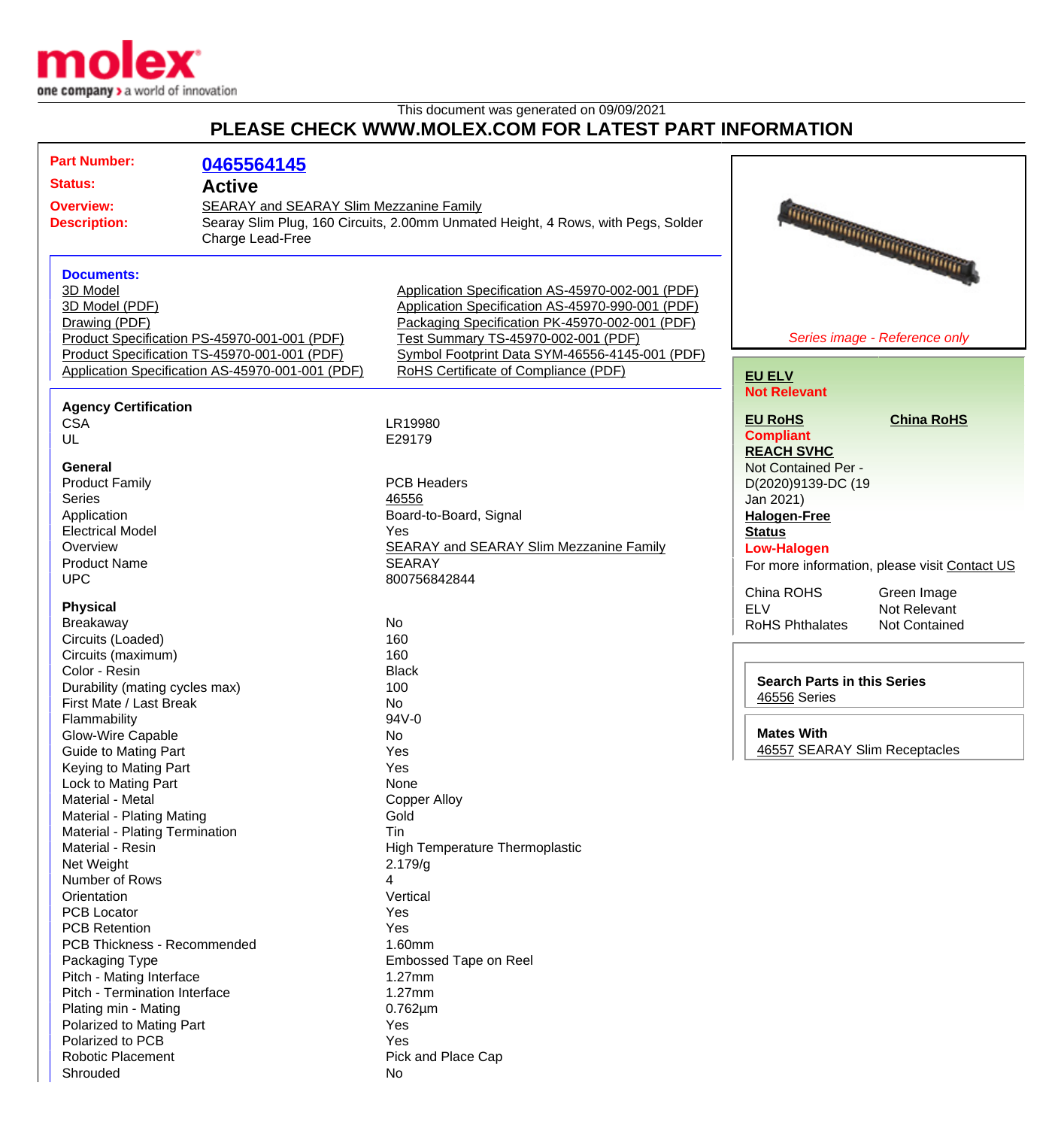molex
one company > a world of innovation

This document was generated on 09/09/2021

# PLEASE CHECK WWW.MOLEX.COM FOR LATEST PART INFORMATION

**Part Number:** 0465564145
**Status:** Active
**Overview:** SEARAY and SEARAY Slim Mezzanine Family
**Description:** Searay Slim Plug, 160 Circuits, 2.00mm Unmated Height, 4 Rows, with Pegs, Solder Charge Lead-Free

*Series image - Reference only*

## Documents:

- 3D Model
- 3D Model (PDF)
- Drawing (PDF)
- Product Specification PS-45970-001-001 (PDF)
- Product Specification TS-45970-001-001 (PDF)
- Application Specification AS-45970-001-001 (PDF)
- Application Specification AS-45970-002-001 (PDF)
- Application Specification AS-45970-990-001 (PDF)
- Packaging Specification PK-45970-002-001 (PDF)
- Test Summary TS-45970-002-001 (PDF)
- Symbol Footprint Data SYM-46556-4145-001 (PDF)
- RoHS Certificate of Compliance (PDF)

**EU ELV**
Not Relevant

**EU RoHS** **China RoHS**
Compliant

**REACH SVHC**
Not Contained Per - D(2020)9139-DC (19 Jan 2021)

**Halogen-Free Status**
Low-Halogen

For more information, please visit Contact US

| | |
|---|---|
| China ROHS | Green Image |
| ELV | Not Relevant |
| RoHS Phthalates | Not Contained |

**Search Parts in this Series**
46556 Series

**Mates With**
46557 SEARAY Slim Receptacles

### Agency Certification

| | |
|---|---|
| CSA | LR19980 |
| UL | E29179 |

### General

| | |
|---|---|
| Product Family | PCB Headers |
| Series | 46556 |
| Application | Board-to-Board, Signal |
| Electrical Model | Yes |
| Overview | SEARAY and SEARAY Slim Mezzanine Family |
| Product Name | SEARAY |
| UPC | 800756842844 |

### Physical

| | |
|---|---|
| Breakaway | No |
| Circuits (Loaded) | 160 |
| Circuits (maximum) | 160 |
| Color - Resin | Black |
| Durability (mating cycles max) | 100 |
| First Mate / Last Break | No |
| Flammability | 94V-0 |
| Glow-Wire Capable | No |
| Guide to Mating Part | Yes |
| Keying to Mating Part | Yes |
| Lock to Mating Part | None |
| Material - Metal | Copper Alloy |
| Material - Plating Mating | Gold |
| Material - Plating Termination | Tin |
| Material - Resin | High Temperature Thermoplastic |
| Net Weight | 2.179/g |
| Number of Rows | 4 |
| Orientation | Vertical |
| PCB Locator | Yes |
| PCB Retention | Yes |
| PCB Thickness - Recommended | 1.60mm |
| Packaging Type | Embossed Tape on Reel |
| Pitch - Mating Interface | 1.27mm |
| Pitch - Termination Interface | 1.27mm |
| Plating min - Mating | 0.762µm |
| Polarized to Mating Part | Yes |
| Polarized to PCB | Yes |
| Robotic Placement | Pick and Place Cap |
| Shrouded | No |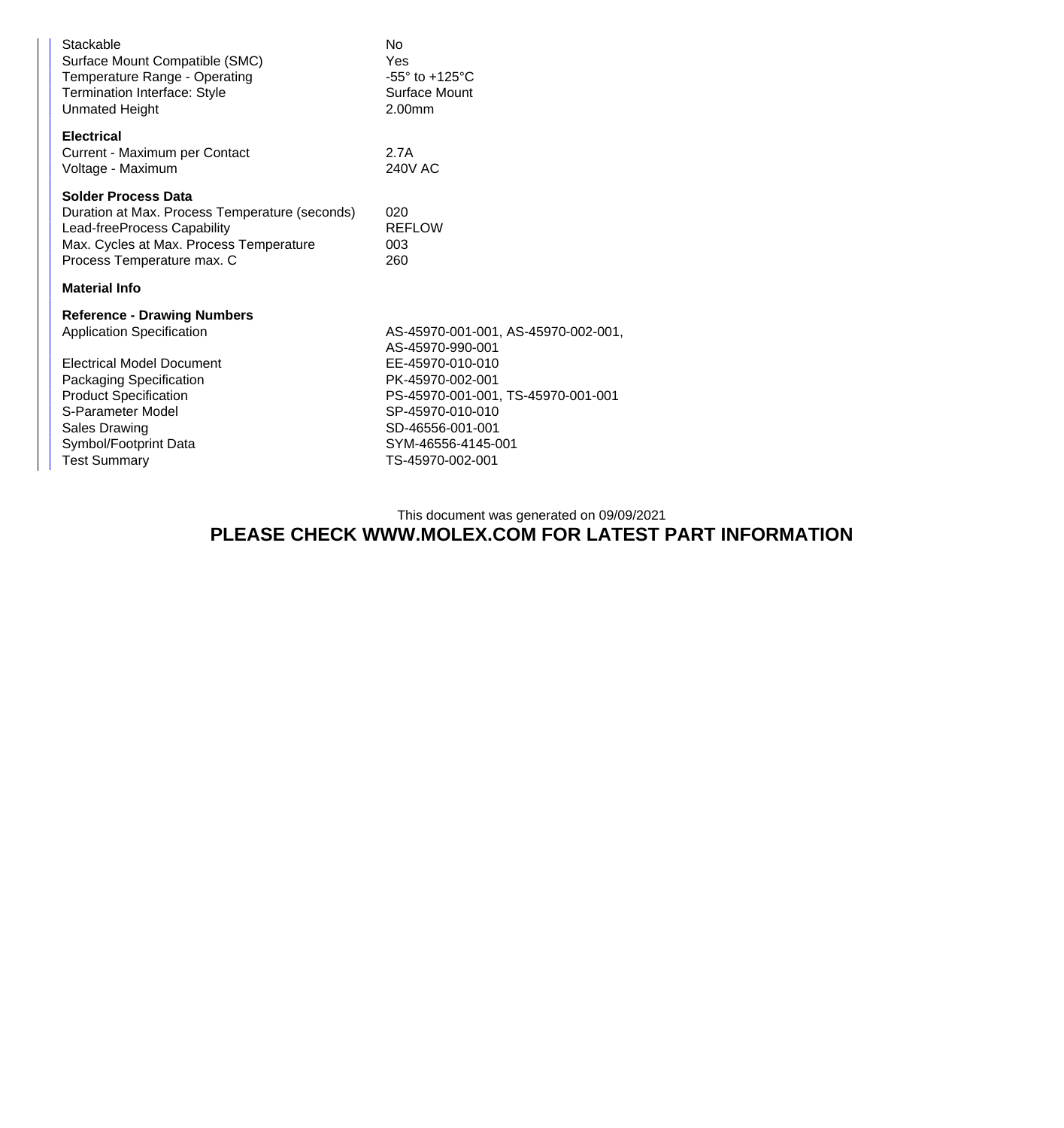| | |
|---|---|
| Stackable | No |
| Surface Mount Compatible (SMC) | Yes |
| Temperature Range - Operating | -55° to +125°C |
| Termination Interface: Style | Surface Mount |
| Unmated Height | 2.00mm |

**Electrical**

| | |
|---|---|
| Current - Maximum per Contact | 2.7A |
| Voltage - Maximum | 240V AC |

**Solder Process Data**

| | |
|---|---|
| Duration at Max. Process Temperature (seconds) | 020 |
| Lead-freeProcess Capability | REFLOW |
| Max. Cycles at Max. Process Temperature | 003 |
| Process Temperature max. C | 260 |

**Material Info**

**Reference - Drawing Numbers**

| | |
|---|---|
| Application Specification | AS-45970-001-001, AS-45970-002-001, AS-45970-990-001 |
| Electrical Model Document | EE-45970-010-010 |
| Packaging Specification | PK-45970-002-001 |
| Product Specification | PS-45970-001-001, TS-45970-001-001 |
| S-Parameter Model | SP-45970-010-010 |
| Sales Drawing | SD-46556-001-001 |
| Symbol/Footprint Data | SYM-46556-4145-001 |
| Test Summary | TS-45970-002-001 |

This document was generated on 09/09/2021

**PLEASE CHECK WWW.MOLEX.COM FOR LATEST PART INFORMATION**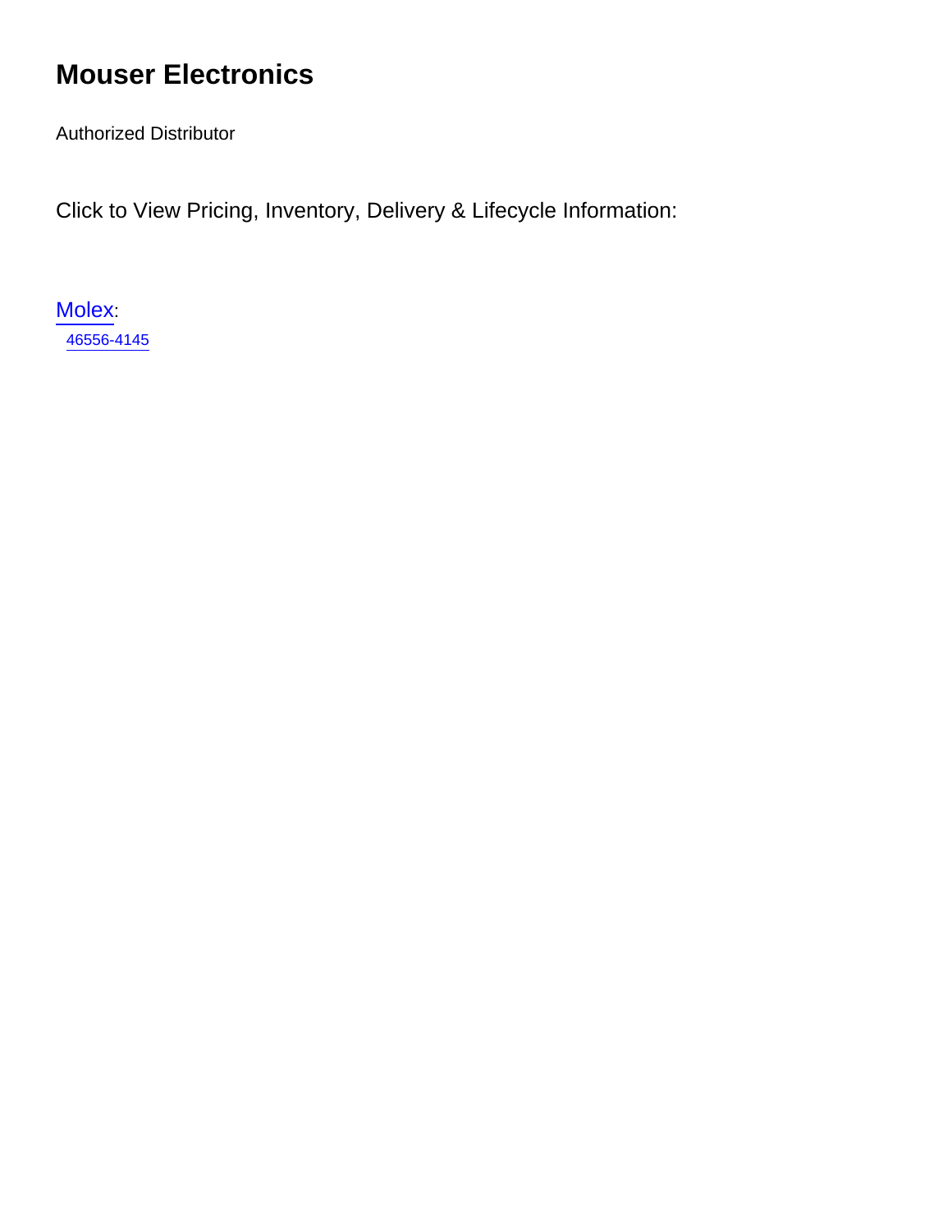# Mouser Electronics

Authorized Distributor

Click to View Pricing, Inventory, Delivery & Lifecycle Information:

Molex:

46556-4145